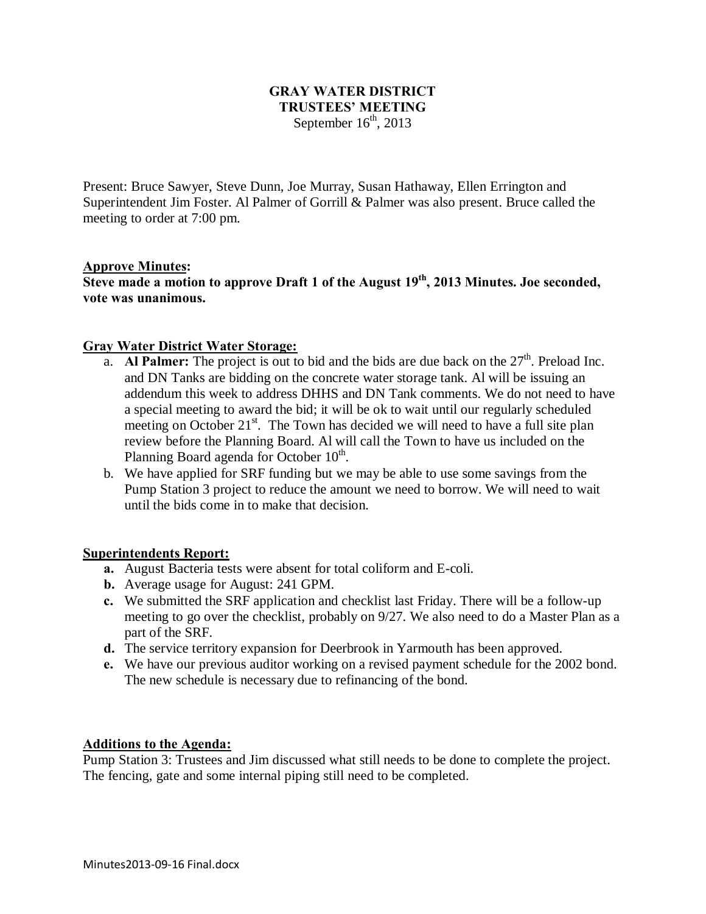# GRAY WATER DISTRICT
## TRUSTEES' MEETING
September 16th, 2013

Present: Bruce Sawyer, Steve Dunn, Joe Murray, Susan Hathaway, Ellen Errington and Superintendent Jim Foster. Al Palmer of Gorrill & Palmer was also present. Bruce called the meeting to order at 7:00 pm.

**Approve Minutes:**

**Steve made a motion to approve Draft 1 of the August 19th, 2013 Minutes. Joe seconded, vote was unanimous.**

**Gray Water District Water Storage:**

a. **Al Palmer:** The project is out to bid and the bids are due back on the 27th. Preload Inc. and DN Tanks are bidding on the concrete water storage tank. Al will be issuing an addendum this week to address DHHS and DN Tank comments. We do not need to have a special meeting to award the bid; it will be ok to wait until our regularly scheduled meeting on October 21st. The Town has decided we will need to have a full site plan review before the Planning Board. Al will call the Town to have us included on the Planning Board agenda for October 10th.
b. We have applied for SRF funding but we may be able to use some savings from the Pump Station 3 project to reduce the amount we need to borrow. We will need to wait until the bids come in to make that decision.

**Superintendents Report:**

**a.** August Bacteria tests were absent for total coliform and E-coli.
**b.** Average usage for August: 241 GPM.
**c.** We submitted the SRF application and checklist last Friday. There will be a follow-up meeting to go over the checklist, probably on 9/27. We also need to do a Master Plan as a part of the SRF.
**d.** The service territory expansion for Deerbrook in Yarmouth has been approved.
**e.** We have our previous auditor working on a revised payment schedule for the 2002 bond. The new schedule is necessary due to refinancing of the bond.

**Additions to the Agenda:**

Pump Station 3: Trustees and Jim discussed what still needs to be done to complete the project. The fencing, gate and some internal piping still need to be completed.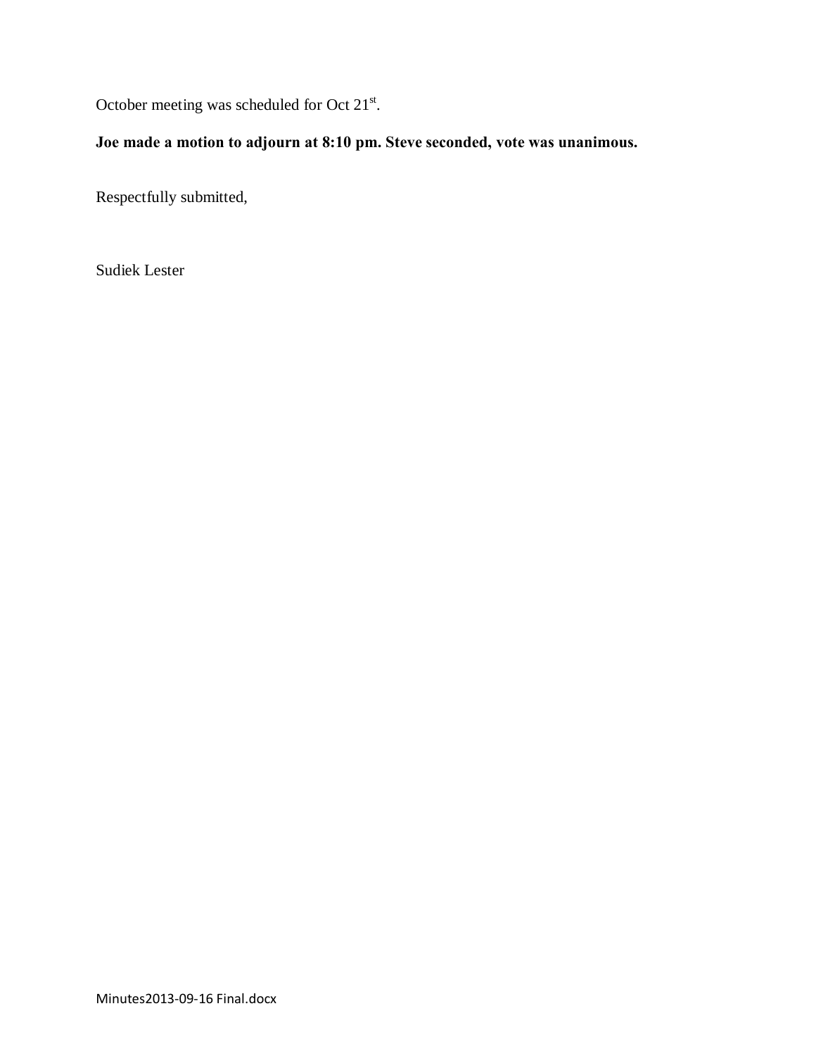October meeting was scheduled for Oct 21st.

**Joe made a motion to adjourn at 8:10 pm. Steve seconded, vote was unanimous.**

Respectfully submitted,

Sudiek Lester